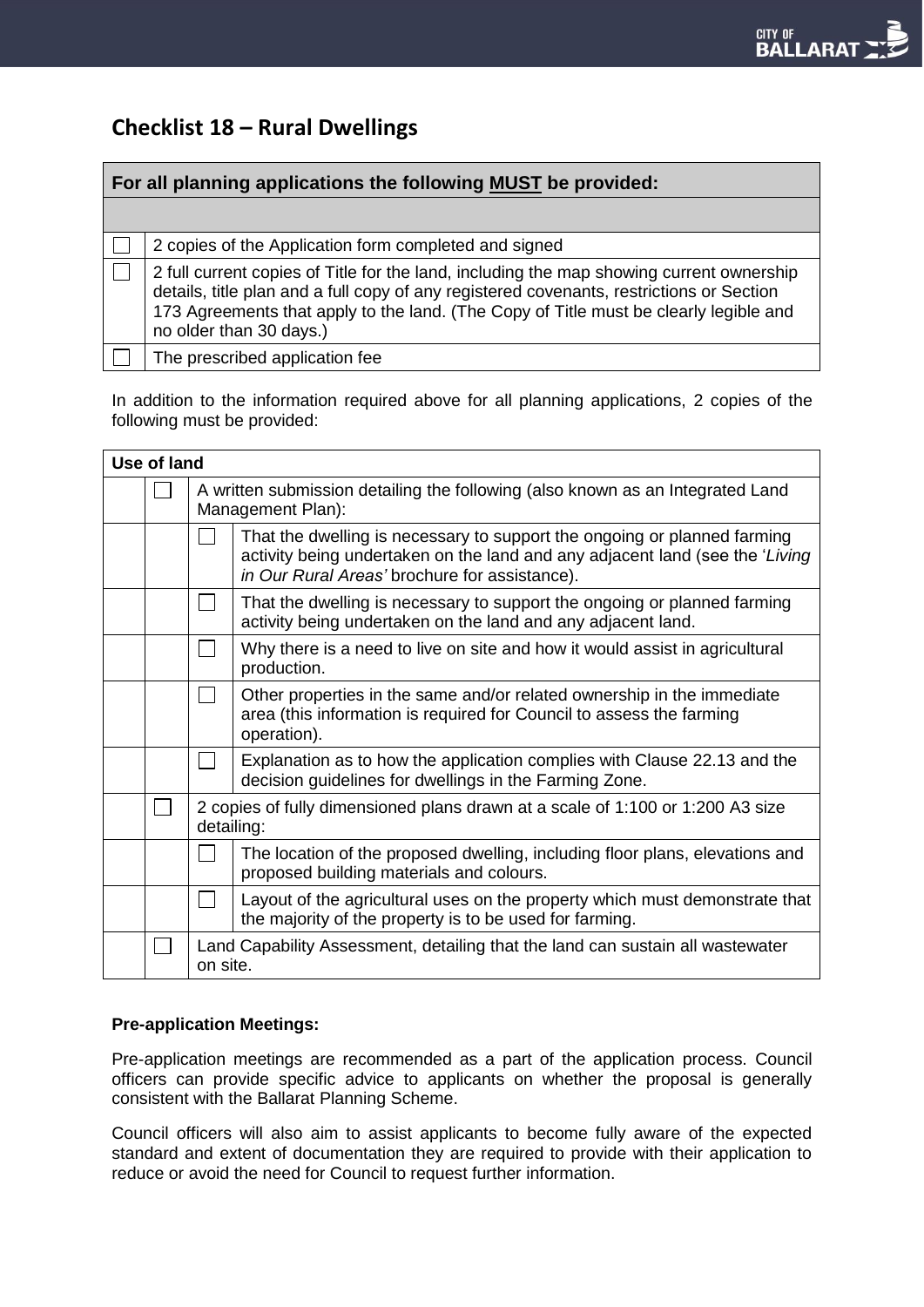## Checklist 18 – Rural Dwellings

| For all planning applications the following <u>MUST</u> be provided: | |
|---|---|
| | |
| ☐ | 2 copies of the Application form completed and signed |
| ☐ | 2 full current copies of Title for the land, including the map showing current ownership details, title plan and a full copy of any registered covenants, restrictions or Section 173 Agreements that apply to the land. (The Copy of Title must be clearly legible and no older than 30 days.) |
| ☐ | The prescribed application fee |

In addition to the information required above for all planning applications, 2 copies of the following must be provided:

| Use of land | | | |
|---|---|---|---|
| | ☐ | A written submission detailing the following (also known as an Integrated Land Management Plan): | |
| | | ☐ | That the dwelling is necessary to support the ongoing or planned farming activity being undertaken on the land and any adjacent land (see the '*Living in Our Rural Areas'* brochure for assistance). |
| | | ☐ | That the dwelling is necessary to support the ongoing or planned farming activity being undertaken on the land and any adjacent land. |
| | | ☐ | Why there is a need to live on site and how it would assist in agricultural production. |
| | | ☐ | Other properties in the same and/or related ownership in the immediate area (this information is required for Council to assess the farming operation). |
| | | ☐ | Explanation as to how the application complies with Clause 22.13 and the decision guidelines for dwellings in the Farming Zone. |
| | ☐ | 2 copies of fully dimensioned plans drawn at a scale of 1:100 or 1:200 A3 size detailing: | |
| | | ☐ | The location of the proposed dwelling, including floor plans, elevations and proposed building materials and colours. |
| | | ☐ | Layout of the agricultural uses on the property which must demonstrate that the majority of the property is to be used for farming. |
| | ☐ | Land Capability Assessment, detailing that the land can sustain all wastewater on site. | |

**Pre-application Meetings:**

Pre-application meetings are recommended as a part of the application process. Council officers can provide specific advice to applicants on whether the proposal is generally consistent with the Ballarat Planning Scheme.

Council officers will also aim to assist applicants to become fully aware of the expected standard and extent of documentation they are required to provide with their application to reduce or avoid the need for Council to request further information.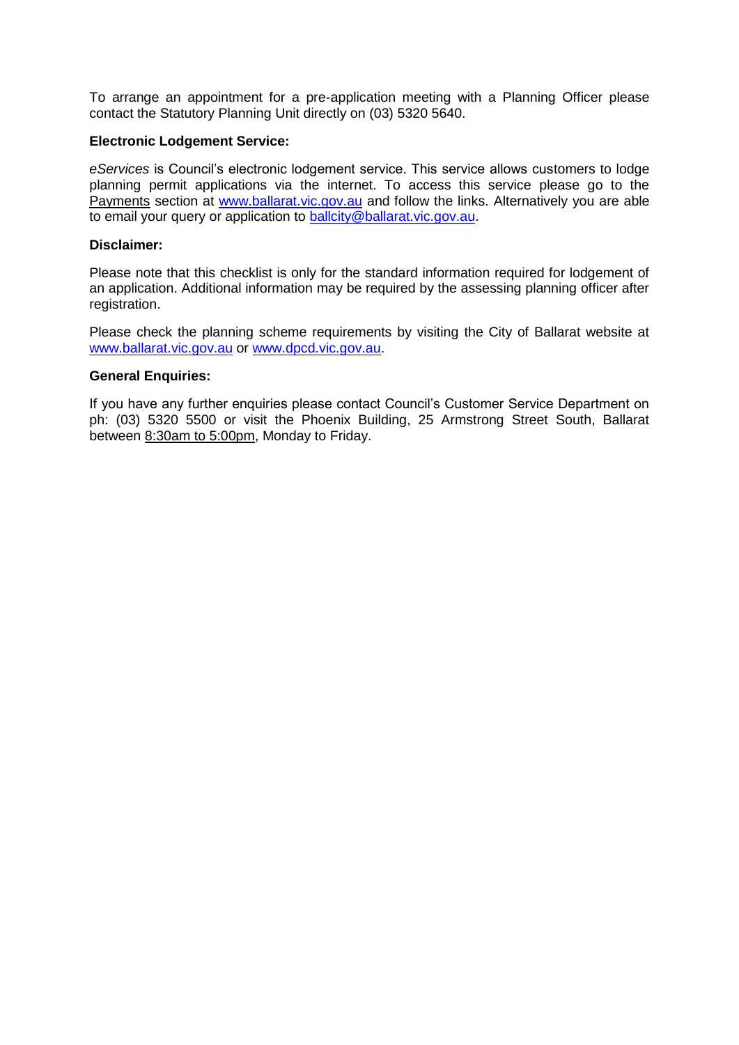To arrange an appointment for a pre-application meeting with a Planning Officer please contact the Statutory Planning Unit directly on (03) 5320 5640.

**Electronic Lodgement Service:**

*eServices* is Council's electronic lodgement service. This service allows customers to lodge planning permit applications via the internet. To access this service please go to the Payments section at www.ballarat.vic.gov.au and follow the links. Alternatively you are able to email your query or application to ballcity@ballarat.vic.gov.au.

**Disclaimer:**

Please note that this checklist is only for the standard information required for lodgement of an application. Additional information may be required by the assessing planning officer after registration.

Please check the planning scheme requirements by visiting the City of Ballarat website at www.ballarat.vic.gov.au or www.dpcd.vic.gov.au.

**General Enquiries:**

If you have any further enquiries please contact Council's Customer Service Department on ph: (03) 5320 5500 or visit the Phoenix Building, 25 Armstrong Street South, Ballarat between 8:30am to 5:00pm, Monday to Friday.